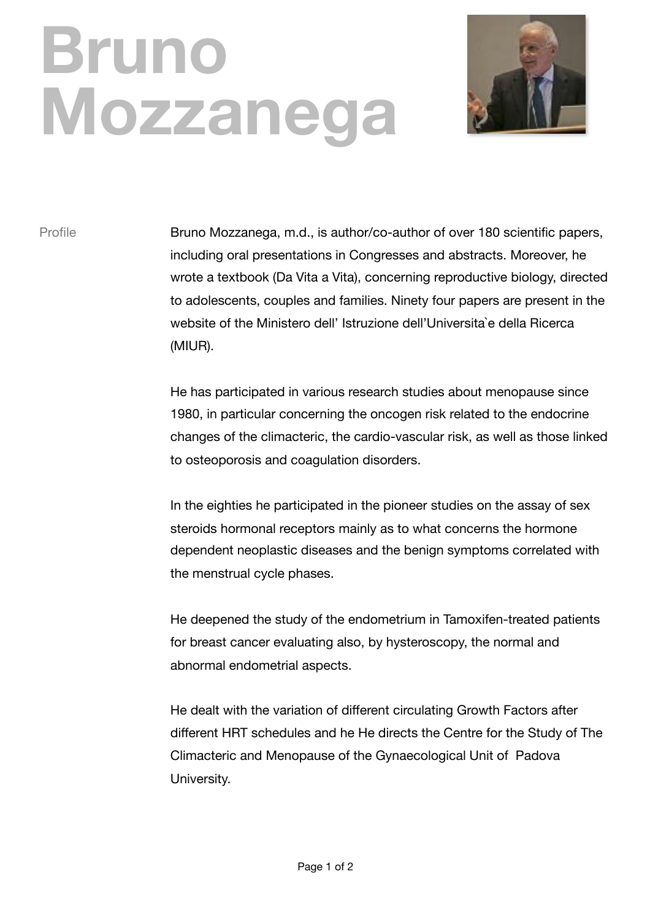# Bruno Mozzanega

## Profile

Bruno Mozzanega, m.d., is author/co-author of over 180 scientific papers, including oral presentations in Congresses and abstracts. Moreover, he wrote a textbook (Da Vita a Vita), concerning reproductive biology, directed to adolescents, couples and families. Ninety four papers are present in the website of the Ministero dell' Istruzione dell'Universita`e della Ricerca (MIUR).

He has participated in various research studies about menopause since 1980, in particular concerning the oncogen risk related to the endocrine changes of the climacteric, the cardio-vascular risk, as well as those linked to osteoporosis and coagulation disorders.

In the eighties he participated in the pioneer studies on the assay of sex steroids hormonal receptors mainly as to what concerns the hormone dependent neoplastic diseases and the benign symptoms correlated with the menstrual cycle phases.

He deepened the study of the endometrium in Tamoxifen-treated patients for breast cancer evaluating also, by hysteroscopy, the normal and abnormal endometrial aspects.

He dealt with the variation of different circulating Growth Factors after different HRT schedules and he He directs the Centre for the Study of The Climacteric and Menopause of the Gynaecological Unit of Padova University.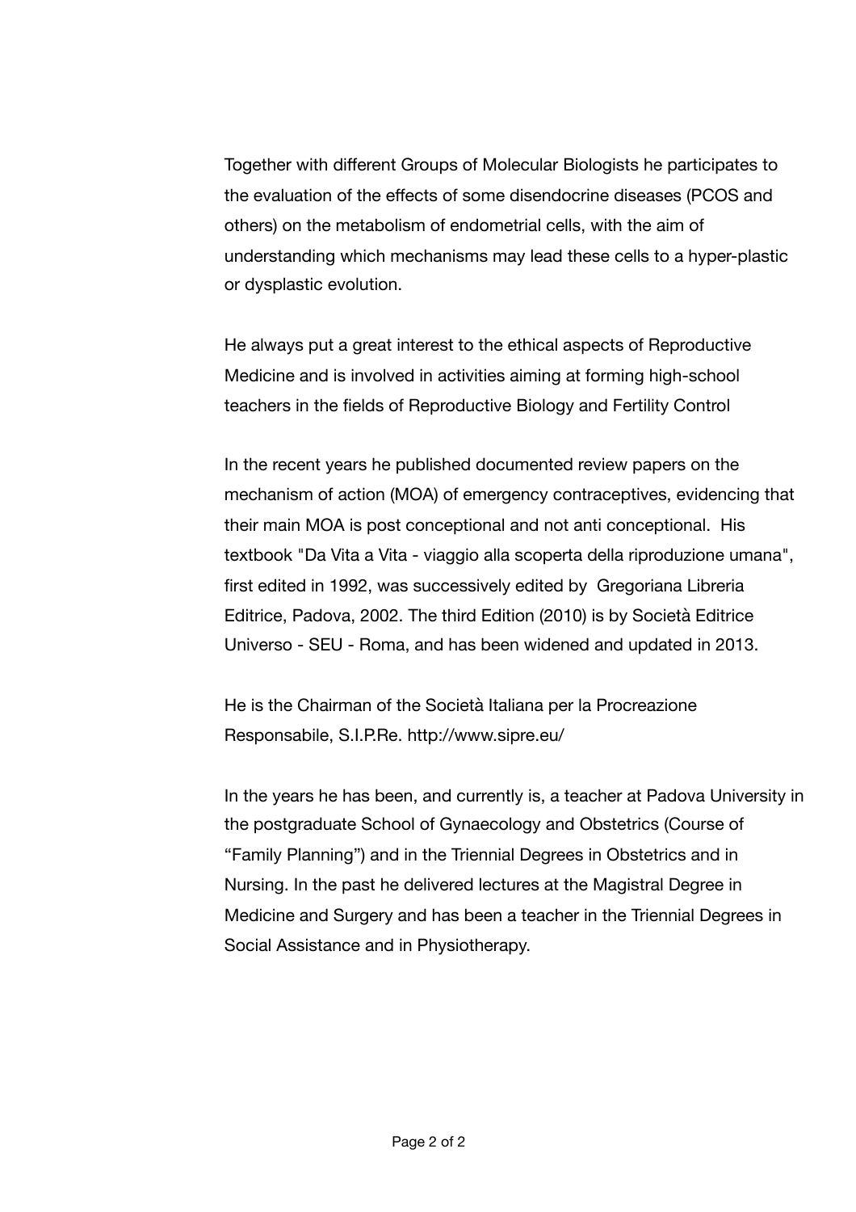Together with different Groups of Molecular Biologists he participates to the evaluation of the effects of some disendocrine diseases (PCOS and others) on the metabolism of endometrial cells, with the aim of understanding which mechanisms may lead these cells to a hyper-plastic or dysplastic evolution.

He always put a great interest to the ethical aspects of Reproductive Medicine and is involved in activities aiming at forming high-school teachers in the fields of Reproductive Biology and Fertility Control

In the recent years he published documented review papers on the mechanism of action (MOA) of emergency contraceptives, evidencing that their main MOA is post conceptional and not anti conceptional.  His textbook "Da Vita a Vita - viaggio alla scoperta della riproduzione umana", first edited in 1992, was successively edited by  Gregoriana Libreria Editrice, Padova, 2002. The third Edition (2010) is by Società Editrice Universo - SEU - Roma, and has been widened and updated in 2013.

He is the Chairman of the Società Italiana per la Procreazione Responsabile, S.I.P.Re. http://www.sipre.eu/

In the years he has been, and currently is, a teacher at Padova University in the postgraduate School of Gynaecology and Obstetrics (Course of “Family Planning”) and in the Triennial Degrees in Obstetrics and in Nursing. In the past he delivered lectures at the Magistral Degree in Medicine and Surgery and has been a teacher in the Triennial Degrees in Social Assistance and in Physiotherapy.